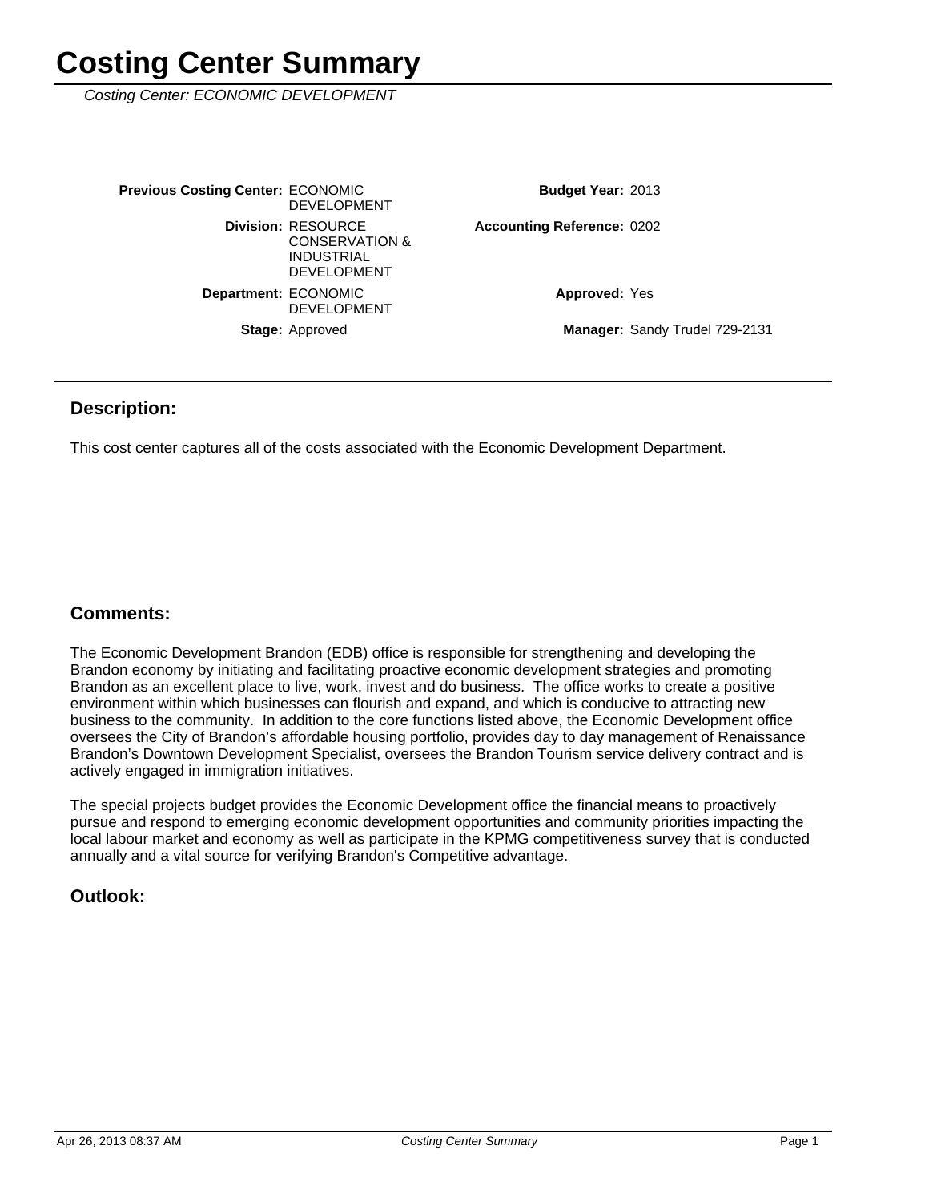# Costing Center Summary

*Costing Center: ECONOMIC DEVELOPMENT*

| | | | |
|---|---|---|---|
| **Previous Costing Center:** | ECONOMIC DEVELOPMENT | **Budget Year:** | 2013 |
| **Division:** | RESOURCE CONSERVATION & INDUSTRIAL DEVELOPMENT | **Accounting Reference:** | 0202 |
| **Department:** | ECONOMIC DEVELOPMENT | **Approved:** | Yes |
| **Stage:** | Approved | **Manager:** | Sandy Trudel 729-2131 |

## Description:

This cost center captures all of the costs associated with the Economic Development Department.

## Comments:

The Economic Development Brandon (EDB) office is responsible for strengthening and developing the Brandon economy by initiating and facilitating proactive economic development strategies and promoting Brandon as an excellent place to live, work, invest and do business. The office works to create a positive environment within which businesses can flourish and expand, and which is conducive to attracting new business to the community. In addition to the core functions listed above, the Economic Development office oversees the City of Brandon's affordable housing portfolio, provides day to day management of Renaissance Brandon's Downtown Development Specialist, oversees the Brandon Tourism service delivery contract and is actively engaged in immigration initiatives.

The special projects budget provides the Economic Development office the financial means to proactively pursue and respond to emerging economic development opportunities and community priorities impacting the local labour market and economy as well as participate in the KPMG competitiveness survey that is conducted annually and a vital source for verifying Brandon's Competitive advantage.

## Outlook: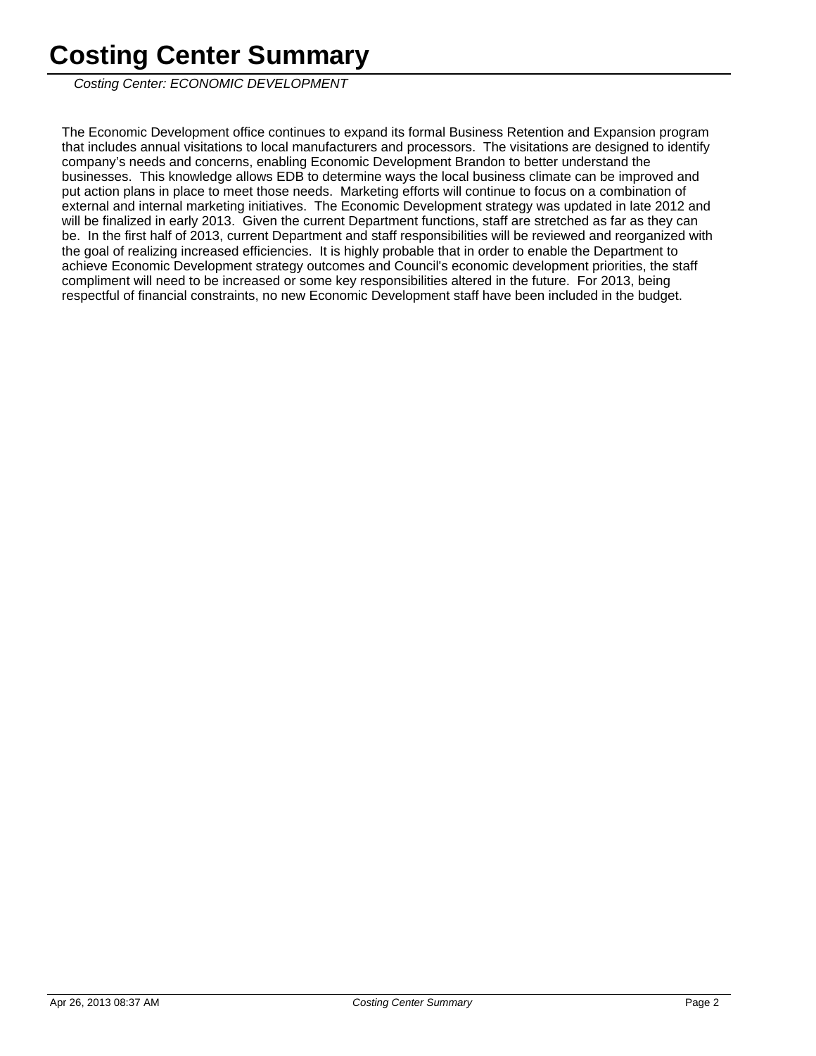# Costing Center Summary

*Costing Center: ECONOMIC DEVELOPMENT*

The Economic Development office continues to expand its formal Business Retention and Expansion program that includes annual visitations to local manufacturers and processors. The visitations are designed to identify company's needs and concerns, enabling Economic Development Brandon to better understand the businesses. This knowledge allows EDB to determine ways the local business climate can be improved and put action plans in place to meet those needs. Marketing efforts will continue to focus on a combination of external and internal marketing initiatives. The Economic Development strategy was updated in late 2012 and will be finalized in early 2013. Given the current Department functions, staff are stretched as far as they can be. In the first half of 2013, current Department and staff responsibilities will be reviewed and reorganized with the goal of realizing increased efficiencies. It is highly probable that in order to enable the Department to achieve Economic Development strategy outcomes and Council's economic development priorities, the staff compliment will need to be increased or some key responsibilities altered in the future. For 2013, being respectful of financial constraints, no new Economic Development staff have been included in the budget.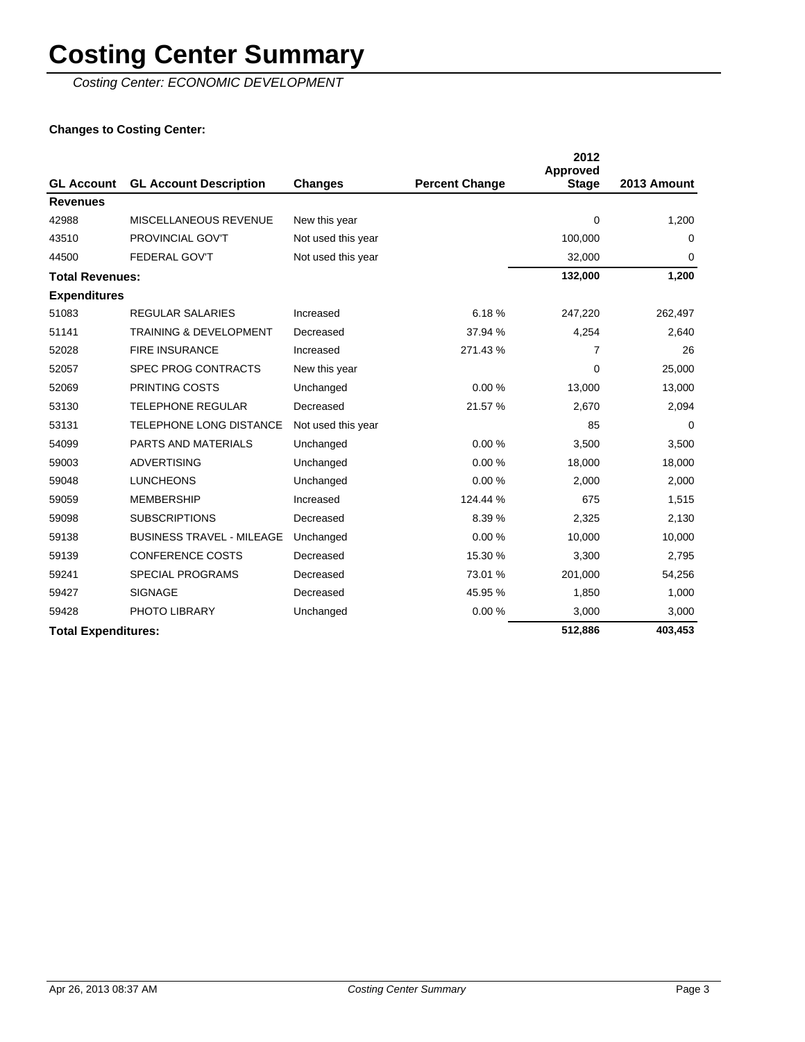# Costing Center Summary

*Costing Center: ECONOMIC DEVELOPMENT*

**Changes to Costing Center:**

| GL Account | GL Account Description | Changes | Percent Change | 2012 Approved Stage | 2013 Amount |
|---|---|---|---|---|---|
| **Revenues** | | | | | |
| 42988 | MISCELLANEOUS REVENUE | New this year | | 0 | 1,200 |
| 43510 | PROVINCIAL GOV'T | Not used this year | | 100,000 | 0 |
| 44500 | FEDERAL GOV'T | Not used this year | | 32,000 | 0 |
| **Total Revenues:** | | | | **132,000** | **1,200** |
| **Expenditures** | | | | | |
| 51083 | REGULAR SALARIES | Increased | 6.18 % | 247,220 | 262,497 |
| 51141 | TRAINING & DEVELOPMENT | Decreased | 37.94 % | 4,254 | 2,640 |
| 52028 | FIRE INSURANCE | Increased | 271.43 % | 7 | 26 |
| 52057 | SPEC PROG CONTRACTS | New this year | | 0 | 25,000 |
| 52069 | PRINTING COSTS | Unchanged | 0.00 % | 13,000 | 13,000 |
| 53130 | TELEPHONE REGULAR | Decreased | 21.57 % | 2,670 | 2,094 |
| 53131 | TELEPHONE LONG DISTANCE | Not used this year | | 85 | 0 |
| 54099 | PARTS AND MATERIALS | Unchanged | 0.00 % | 3,500 | 3,500 |
| 59003 | ADVERTISING | Unchanged | 0.00 % | 18,000 | 18,000 |
| 59048 | LUNCHEONS | Unchanged | 0.00 % | 2,000 | 2,000 |
| 59059 | MEMBERSHIP | Increased | 124.44 % | 675 | 1,515 |
| 59098 | SUBSCRIPTIONS | Decreased | 8.39 % | 2,325 | 2,130 |
| 59138 | BUSINESS TRAVEL - MILEAGE | Unchanged | 0.00 % | 10,000 | 10,000 |
| 59139 | CONFERENCE COSTS | Decreased | 15.30 % | 3,300 | 2,795 |
| 59241 | SPECIAL PROGRAMS | Decreased | 73.01 % | 201,000 | 54,256 |
| 59427 | SIGNAGE | Decreased | 45.95 % | 1,850 | 1,000 |
| 59428 | PHOTO LIBRARY | Unchanged | 0.00 % | 3,000 | 3,000 |
| **Total Expenditures:** | | | | **512,886** | **403,453** |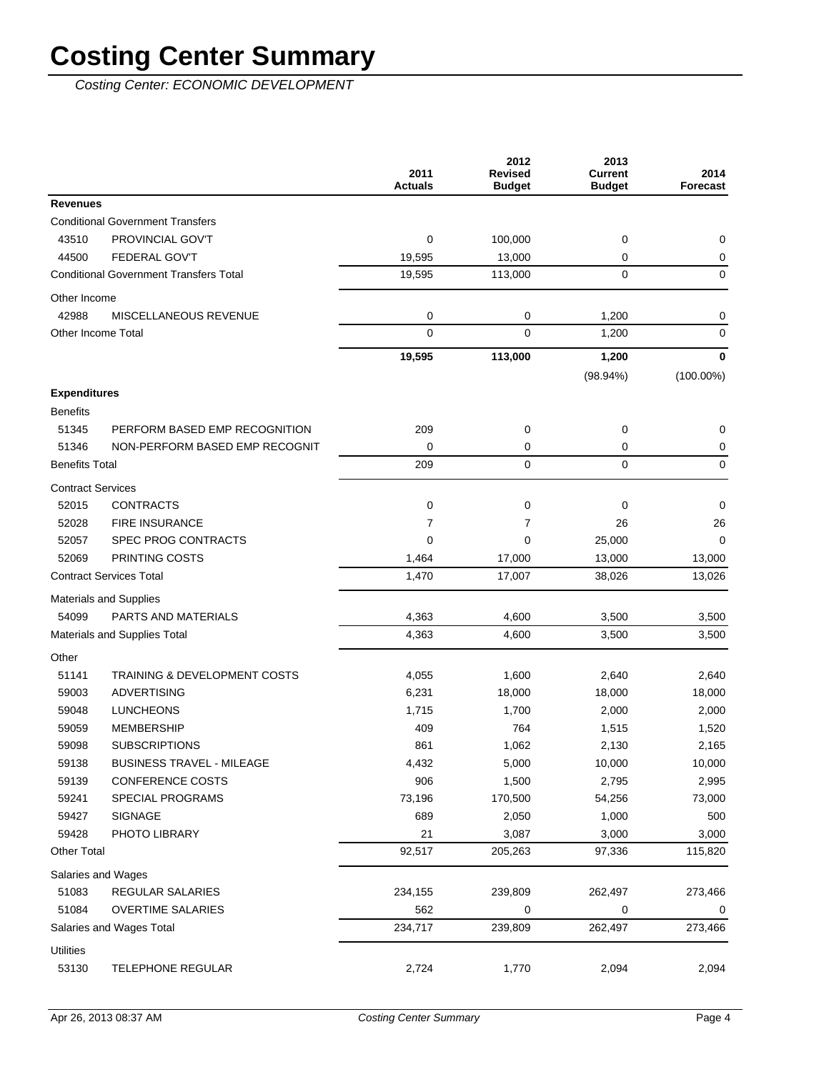# Costing Center Summary

*Costing Center: ECONOMIC DEVELOPMENT*

| | | 2011 Actuals | 2012 Revised Budget | 2013 Current Budget | 2014 Forecast |
|---|---|---|---|---|---|
| **Revenues** | | | | | |
| Conditional Government Transfers | | | | | |
| 43510 | PROVINCIAL GOV'T | 0 | 100,000 | 0 | 0 |
| 44500 | FEDERAL GOV'T | 19,595 | 13,000 | 0 | 0 |
| Conditional Government Transfers Total | | 19,595 | 113,000 | 0 | 0 |
| Other Income | | | | | |
| 42988 | MISCELLANEOUS REVENUE | 0 | 0 | 1,200 | 0 |
| Other Income Total | | 0 | 0 | 1,200 | 0 |
| | | **19,595** | **113,000** | **1,200** | **0** |
| | | | | (98.94%) | (100.00%) |
| **Expenditures** | | | | | |
| Benefits | | | | | |
| 51345 | PERFORM BASED EMP RECOGNITION | 209 | 0 | 0 | 0 |
| 51346 | NON-PERFORM BASED EMP RECOGNIT | 0 | 0 | 0 | 0 |
| Benefits Total | | 209 | 0 | 0 | 0 |
| Contract Services | | | | | |
| 52015 | CONTRACTS | 0 | 0 | 0 | 0 |
| 52028 | FIRE INSURANCE | 7 | 7 | 26 | 26 |
| 52057 | SPEC PROG CONTRACTS | 0 | 0 | 25,000 | 0 |
| 52069 | PRINTING COSTS | 1,464 | 17,000 | 13,000 | 13,000 |
| Contract Services Total | | 1,470 | 17,007 | 38,026 | 13,026 |
| Materials and Supplies | | | | | |
| 54099 | PARTS AND MATERIALS | 4,363 | 4,600 | 3,500 | 3,500 |
| Materials and Supplies Total | | 4,363 | 4,600 | 3,500 | 3,500 |
| Other | | | | | |
| 51141 | TRAINING & DEVELOPMENT COSTS | 4,055 | 1,600 | 2,640 | 2,640 |
| 59003 | ADVERTISING | 6,231 | 18,000 | 18,000 | 18,000 |
| 59048 | LUNCHEONS | 1,715 | 1,700 | 2,000 | 2,000 |
| 59059 | MEMBERSHIP | 409 | 764 | 1,515 | 1,520 |
| 59098 | SUBSCRIPTIONS | 861 | 1,062 | 2,130 | 2,165 |
| 59138 | BUSINESS TRAVEL - MILEAGE | 4,432 | 5,000 | 10,000 | 10,000 |
| 59139 | CONFERENCE COSTS | 906 | 1,500 | 2,795 | 2,995 |
| 59241 | SPECIAL PROGRAMS | 73,196 | 170,500 | 54,256 | 73,000 |
| 59427 | SIGNAGE | 689 | 2,050 | 1,000 | 500 |
| 59428 | PHOTO LIBRARY | 21 | 3,087 | 3,000 | 3,000 |
| Other Total | | 92,517 | 205,263 | 97,336 | 115,820 |
| Salaries and Wages | | | | | |
| 51083 | REGULAR SALARIES | 234,155 | 239,809 | 262,497 | 273,466 |
| 51084 | OVERTIME SALARIES | 562 | 0 | 0 | 0 |
| Salaries and Wages Total | | 234,717 | 239,809 | 262,497 | 273,466 |
| Utilities | | | | | |
| 53130 | TELEPHONE REGULAR | 2,724 | 1,770 | 2,094 | 2,094 |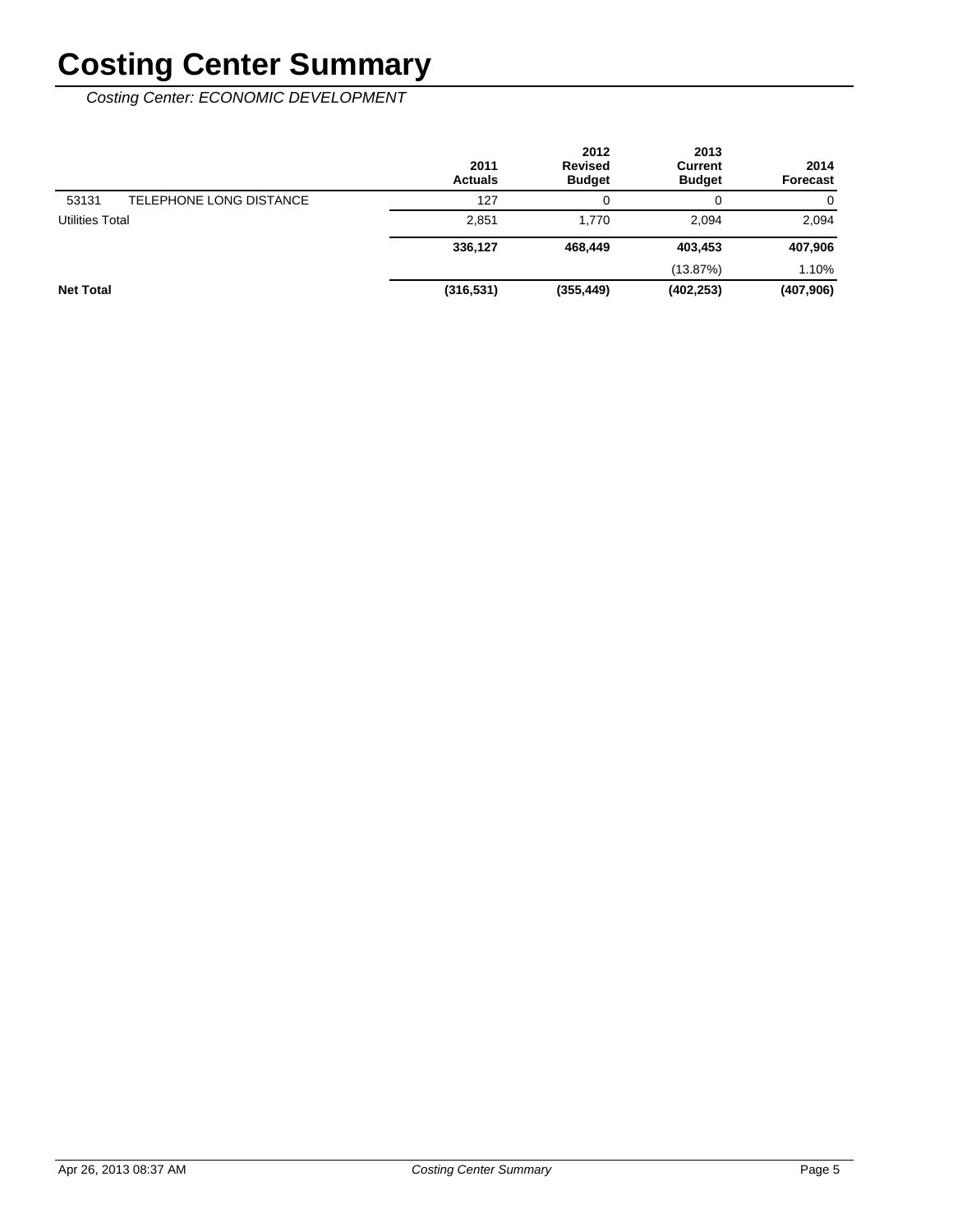# Costing Center Summary

*Costing Center: ECONOMIC DEVELOPMENT*

| | | 2011 Actuals | 2012 Revised Budget | 2013 Current Budget | 2014 Forecast |
|---|---|---|---|---|---|
| 53131 | TELEPHONE LONG DISTANCE | 127 | 0 | 0 | 0 |
| Utilities Total | | 2,851 | 1,770 | 2,094 | 2,094 |
| | | **336,127** | **468,449** | **403,453** | **407,906** |
| | | | | (13.87%) | 1.10% |
| **Net Total** | | **(316,531)** | **(355,449)** | **(402,253)** | **(407,906)** |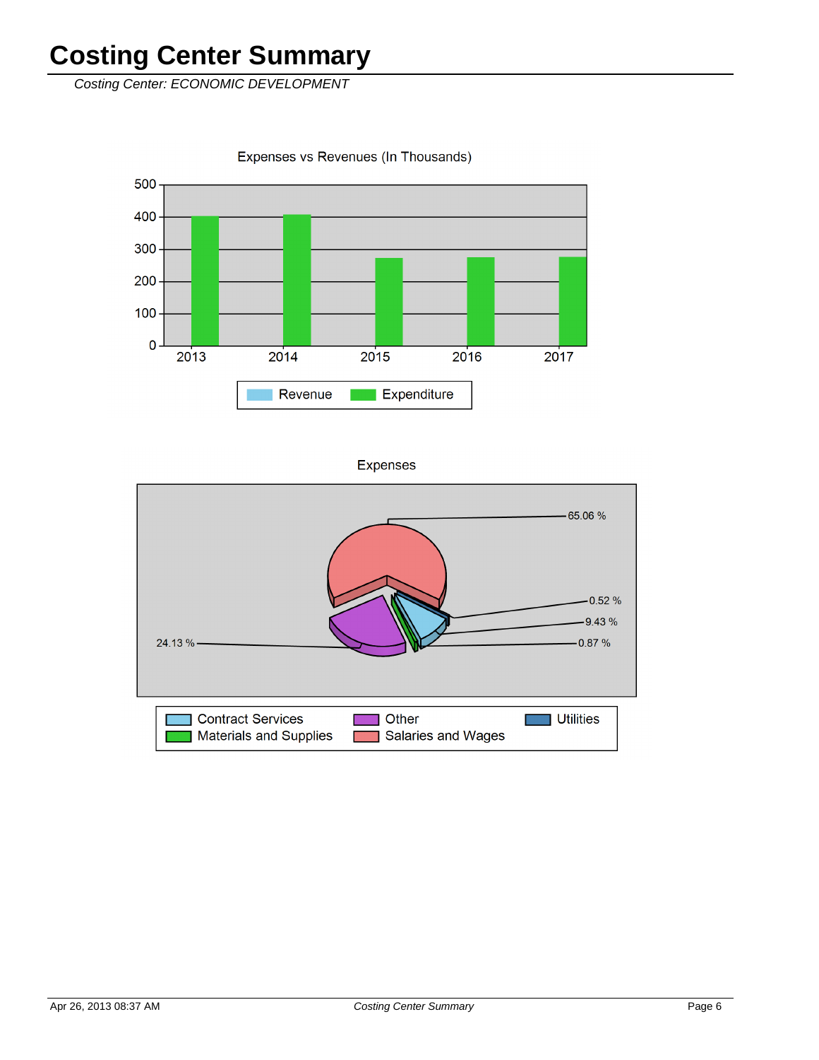# Costing Center Summary

*Costing Center: ECONOMIC DEVELOPMENT*

Expenses vs Revenues (In Thousands)

Expenses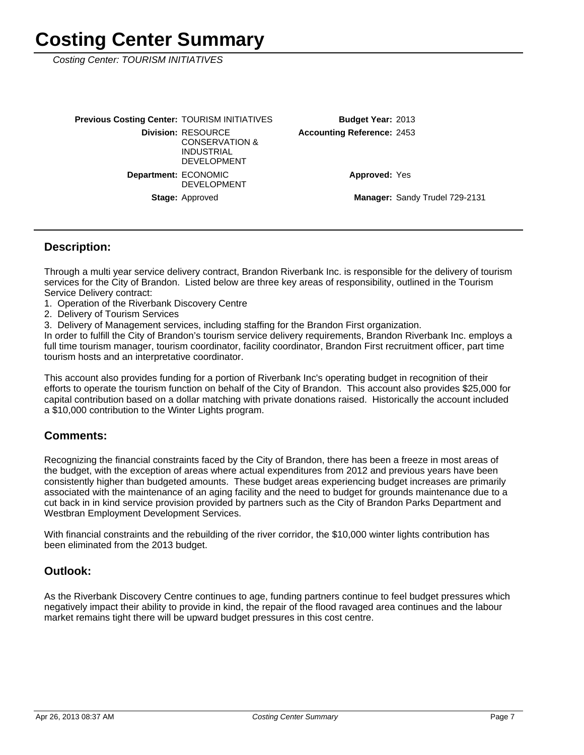# Costing Center Summary

*Costing Center: TOURISM INITIATIVES*

| | | | |
|---|---|---|---|
| **Previous Costing Center:** | TOURISM INITIATIVES | **Budget Year:** | 2013 |
| **Division:** | RESOURCE CONSERVATION & INDUSTRIAL DEVELOPMENT | **Accounting Reference:** | 2453 |
| **Department:** | ECONOMIC DEVELOPMENT | **Approved:** | Yes |
| **Stage:** | Approved | **Manager:** | Sandy Trudel 729-2131 |

## Description:

Through a multi year service delivery contract, Brandon Riverbank Inc. is responsible for the delivery of tourism services for the City of Brandon. Listed below are three key areas of responsibility, outlined in the Tourism Service Delivery contract:

1. Operation of the Riverbank Discovery Centre
2. Delivery of Tourism Services
3. Delivery of Management services, including staffing for the Brandon First organization.

In order to fulfill the City of Brandon's tourism service delivery requirements, Brandon Riverbank Inc. employs a full time tourism manager, tourism coordinator, facility coordinator, Brandon First recruitment officer, part time tourism hosts and an interpretative coordinator.

This account also provides funding for a portion of Riverbank Inc's operating budget in recognition of their efforts to operate the tourism function on behalf of the City of Brandon. This account also provides $25,000 for capital contribution based on a dollar matching with private donations raised. Historically the account included a $10,000 contribution to the Winter Lights program.

## Comments:

Recognizing the financial constraints faced by the City of Brandon, there has been a freeze in most areas of the budget, with the exception of areas where actual expenditures from 2012 and previous years have been consistently higher than budgeted amounts. These budget areas experiencing budget increases are primarily associated with the maintenance of an aging facility and the need to budget for grounds maintenance due to a cut back in in kind service provision provided by partners such as the City of Brandon Parks Department and Westbran Employment Development Services.

With financial constraints and the rebuilding of the river corridor, the $10,000 winter lights contribution has been eliminated from the 2013 budget.

## Outlook:

As the Riverbank Discovery Centre continues to age, funding partners continue to feel budget pressures which negatively impact their ability to provide in kind, the repair of the flood ravaged area continues and the labour market remains tight there will be upward budget pressures in this cost centre.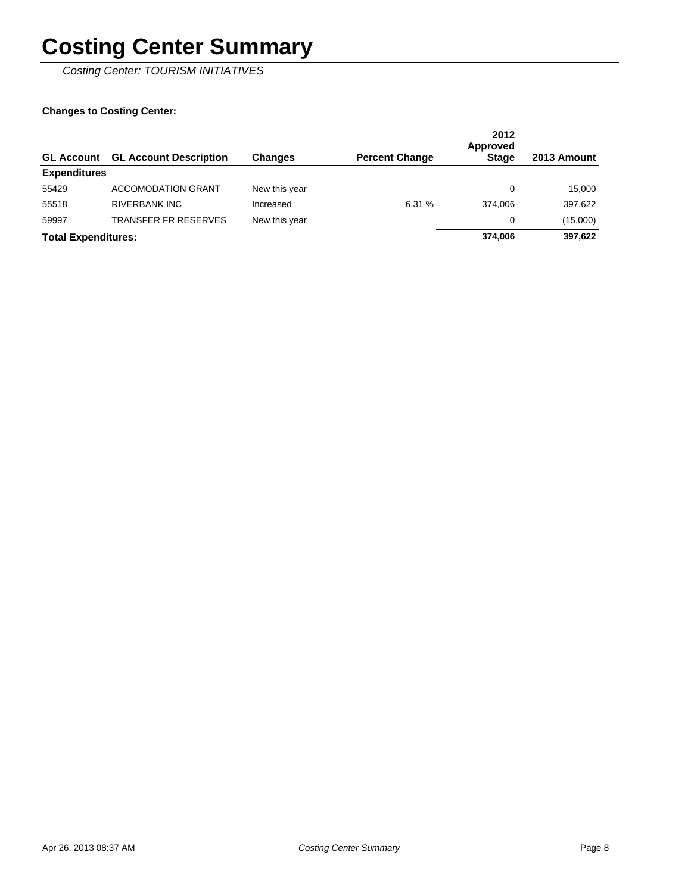# Costing Center Summary

*Costing Center: TOURISM INITIATIVES*

**Changes to Costing Center:**

| GL Account | GL Account Description | Changes | Percent Change | 2012 Approved Stage | 2013 Amount |
|---|---|---|---|---|---|
| **Expenditures** | | | | | |
| 55429 | ACCOMODATION GRANT | New this year | | 0 | 15,000 |
| 55518 | RIVERBANK INC | Increased | 6.31 % | 374,006 | 397,622 |
| 59997 | TRANSFER FR RESERVES | New this year | | 0 | (15,000) |
| **Total Expenditures:** | | | | **374,006** | **397,622** |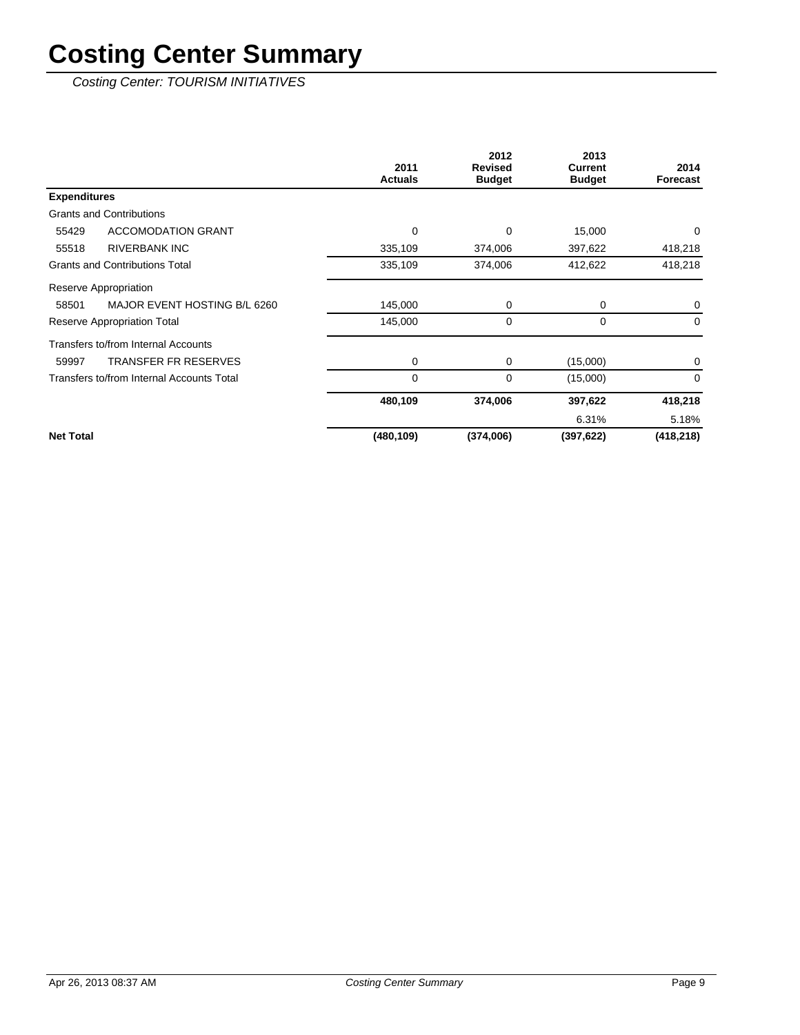# Costing Center Summary

*Costing Center: TOURISM INITIATIVES*

| | | 2011 Actuals | 2012 Revised Budget | 2013 Current Budget | 2014 Forecast |
|---|---|---|---|---|---|
| **Expenditures** | | | | | |
| Grants and Contributions | | | | | |
| 55429 | ACCOMODATION GRANT | 0 | 0 | 15,000 | 0 |
| 55518 | RIVERBANK INC | 335,109 | 374,006 | 397,622 | 418,218 |
| Grants and Contributions Total | | 335,109 | 374,006 | 412,622 | 418,218 |
| Reserve Appropriation | | | | | |
| 58501 | MAJOR EVENT HOSTING B/L 6260 | 145,000 | 0 | 0 | 0 |
| Reserve Appropriation Total | | 145,000 | 0 | 0 | 0 |
| Transfers to/from Internal Accounts | | | | | |
| 59997 | TRANSFER FR RESERVES | 0 | 0 | (15,000) | 0 |
| Transfers to/from Internal Accounts Total | | 0 | 0 | (15,000) | 0 |
| | | **480,109** | **374,006** | **397,622** | **418,218** |
| | | | | 6.31% | 5.18% |
| **Net Total** | | **(480,109)** | **(374,006)** | **(397,622)** | **(418,218)** |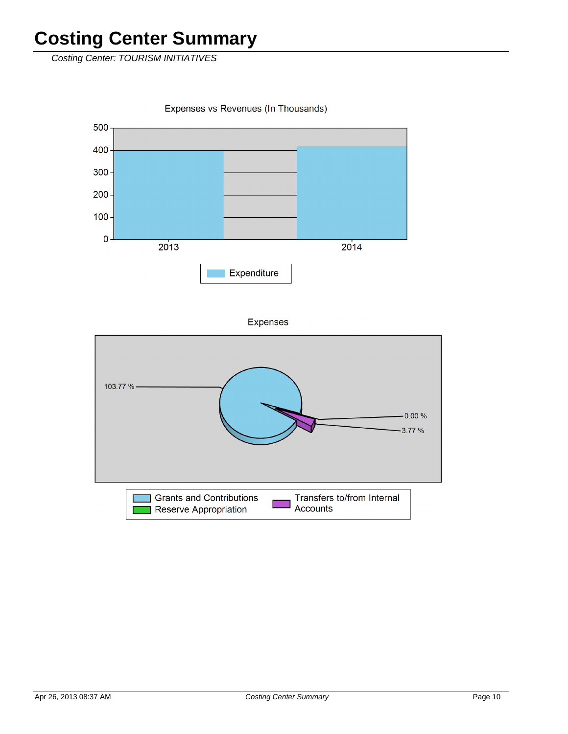# Costing Center Summary

*Costing Center: TOURISM INITIATIVES*

Expenses vs Revenues (In Thousands)

500
400
300
200
100
0

2013
2014

Expenditure

Expenses

103.77 %
0.00 %
3.77 %

Grants and Contributions
Reserve Appropriation
Transfers to/from Internal Accounts